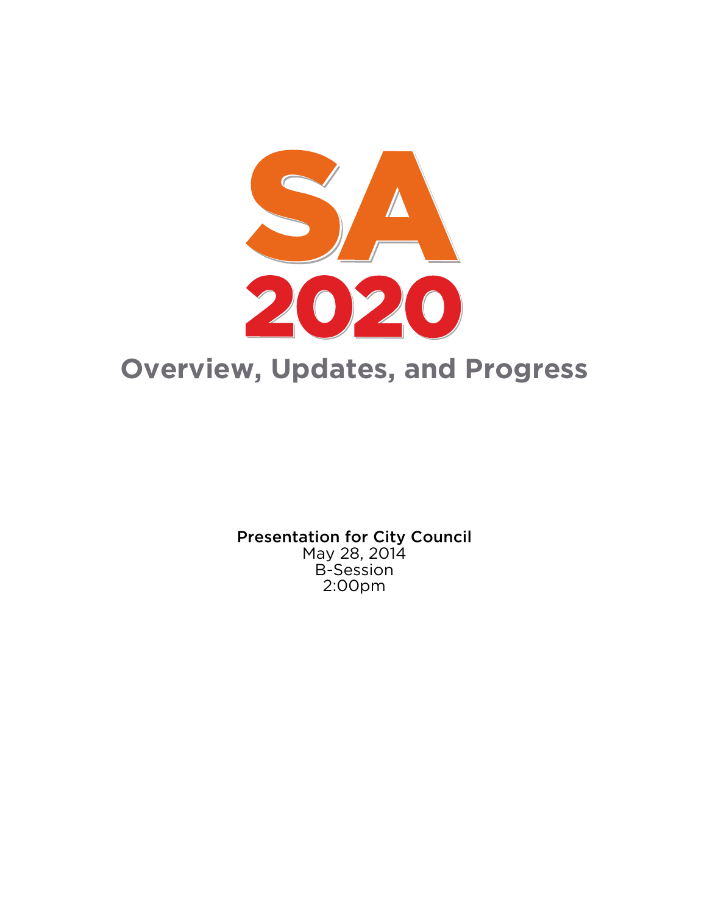# SA 2020

## Overview, Updates, and Progress

**Presentation for City Council**
May 28, 2014
B-Session
2:00pm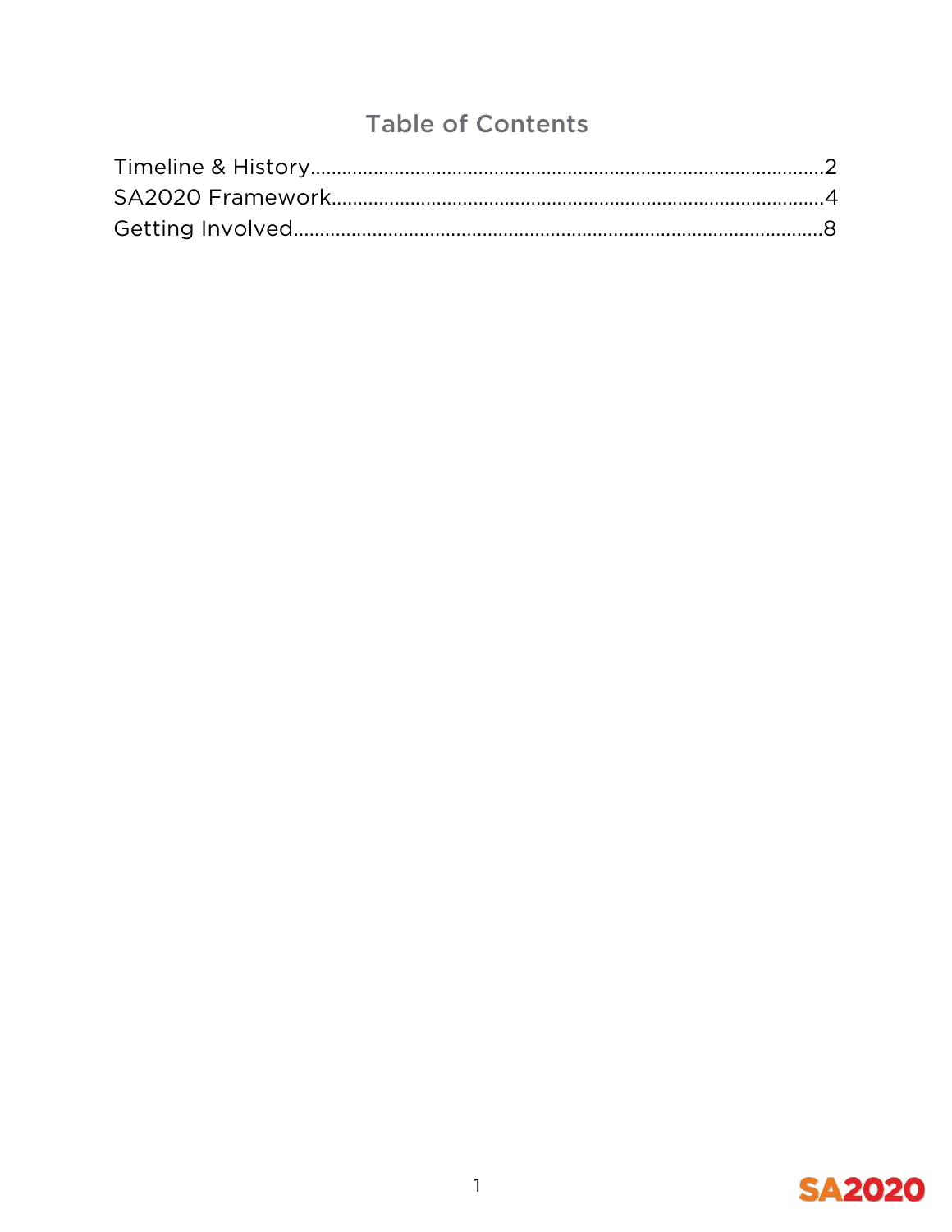## Table of Contents

Timeline & History.....................................................................................................2
SA2020 Framework....................................................................................................4
Getting Involved.........................................................................................................8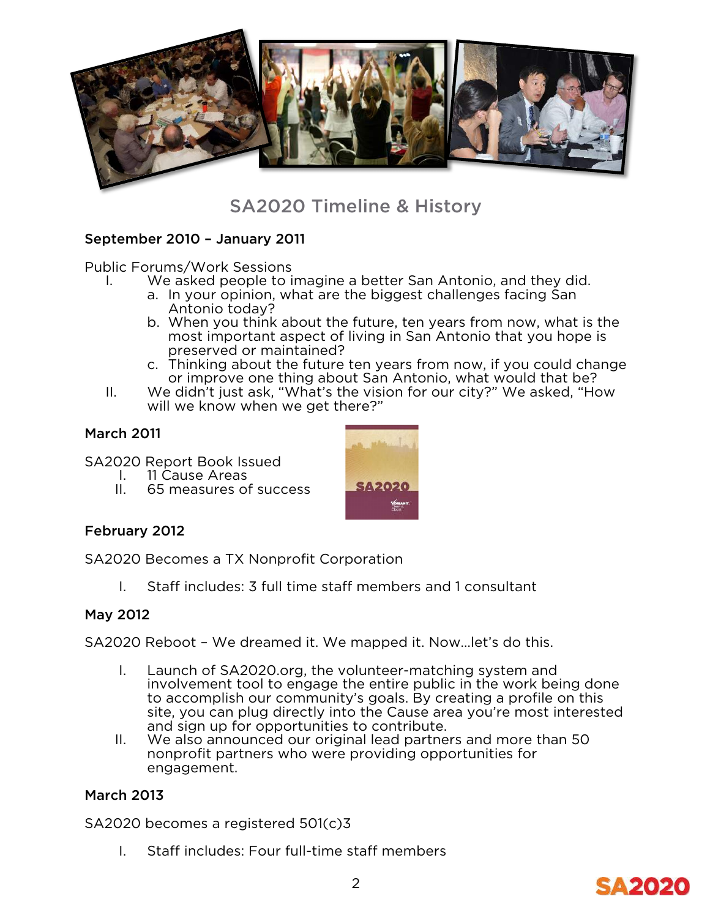## SA2020 Timeline & History

### September 2010 – January 2011

Public Forums/Work Sessions

I. We asked people to imagine a better San Antonio, and they did.
   a. In your opinion, what are the biggest challenges facing San Antonio today?
   b. When you think about the future, ten years from now, what is the most important aspect of living in San Antonio that you hope is preserved or maintained?
   c. Thinking about the future ten years from now, if you could change or improve one thing about San Antonio, what would that be?

II. We didn't just ask, "What's the vision for our city?" We asked, "How will we know when we get there?"

### March 2011

SA2020 Report Book Issued

I. 11 Cause Areas
II. 65 measures of success

### February 2012

SA2020 Becomes a TX Nonprofit Corporation

I. Staff includes: 3 full time staff members and 1 consultant

### May 2012

SA2020 Reboot – We dreamed it. We mapped it. Now…let's do this.

I. Launch of SA2020.org, the volunteer-matching system and involvement tool to engage the entire public in the work being done to accomplish our community's goals. By creating a profile on this site, you can plug directly into the Cause area you're most interested and sign up for opportunities to contribute.
II. We also announced our original lead partners and more than 50 nonprofit partners who were providing opportunities for engagement.

### March 2013

SA2020 becomes a registered 501(c)3

I. Staff includes: Four full-time staff members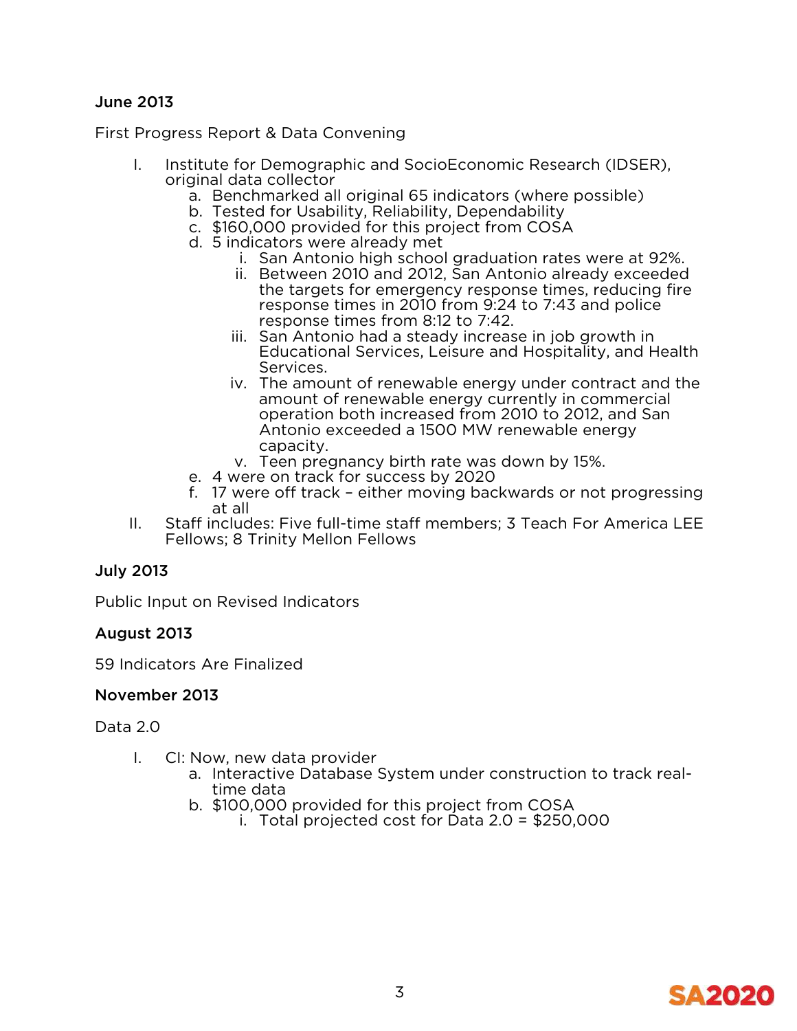**June 2013**

First Progress Report & Data Convening

I. Institute for Demographic and SocioEconomic Research (IDSER), original data collector
   a. Benchmarked all original 65 indicators (where possible)
   b. Tested for Usability, Reliability, Dependability
   c. $160,000 provided for this project from COSA
   d. 5 indicators were already met
      i. San Antonio high school graduation rates were at 92%.
      ii. Between 2010 and 2012, San Antonio already exceeded the targets for emergency response times, reducing fire response times in 2010 from 9:24 to 7:43 and police response times from 8:12 to 7:42.
      iii. San Antonio had a steady increase in job growth in Educational Services, Leisure and Hospitality, and Health Services.
      iv. The amount of renewable energy under contract and the amount of renewable energy currently in commercial operation both increased from 2010 to 2012, and San Antonio exceeded a 1500 MW renewable energy capacity.
      v. Teen pregnancy birth rate was down by 15%.
   e. 4 were on track for success by 2020
   f. 17 were off track – either moving backwards or not progressing at all
II. Staff includes: Five full-time staff members; 3 Teach For America LEE Fellows; 8 Trinity Mellon Fellows

**July 2013**

Public Input on Revised Indicators

**August 2013**

59 Indicators Are Finalized

**November 2013**

Data 2.0

I. CI: Now, new data provider
   a. Interactive Database System under construction to track real-time data
   b. $100,000 provided for this project from COSA
      i. Total projected cost for Data 2.0 = $250,000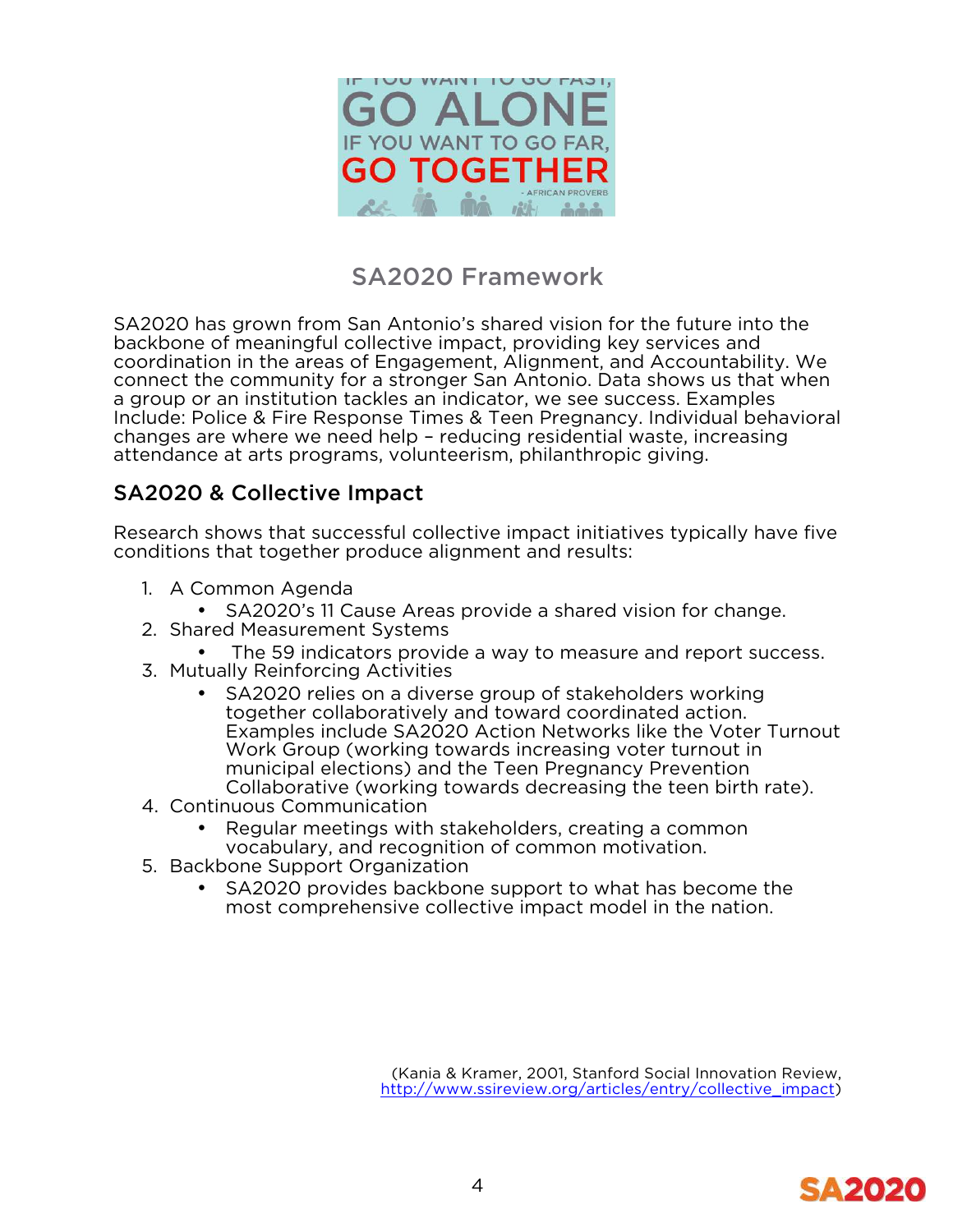IF YOU WANT TO GO FAST,
GO ALONE
IF YOU WANT TO GO FAR,
GO TOGETHER
- AFRICAN PROVERB

## SA2020 Framework

SA2020 has grown from San Antonio's shared vision for the future into the backbone of meaningful collective impact, providing key services and coordination in the areas of Engagement, Alignment, and Accountability. We connect the community for a stronger San Antonio. Data shows us that when a group or an institution tackles an indicator, we see success. Examples Include: Police & Fire Response Times & Teen Pregnancy. Individual behavioral changes are where we need help – reducing residential waste, increasing attendance at arts programs, volunteerism, philanthropic giving.

### SA2020 & Collective Impact

Research shows that successful collective impact initiatives typically have five conditions that together produce alignment and results:

1. A Common Agenda
   - SA2020's 11 Cause Areas provide a shared vision for change.
2. Shared Measurement Systems
   - The 59 indicators provide a way to measure and report success.
3. Mutually Reinforcing Activities
   - SA2020 relies on a diverse group of stakeholders working together collaboratively and toward coordinated action. Examples include SA2020 Action Networks like the Voter Turnout Work Group (working towards increasing voter turnout in municipal elections) and the Teen Pregnancy Prevention Collaborative (working towards decreasing the teen birth rate).
4. Continuous Communication
   - Regular meetings with stakeholders, creating a common vocabulary, and recognition of common motivation.
5. Backbone Support Organization
   - SA2020 provides backbone support to what has become the most comprehensive collective impact model in the nation.

(Kania & Kramer, 2001, Stanford Social Innovation Review, http://www.ssireview.org/articles/entry/collective_impact)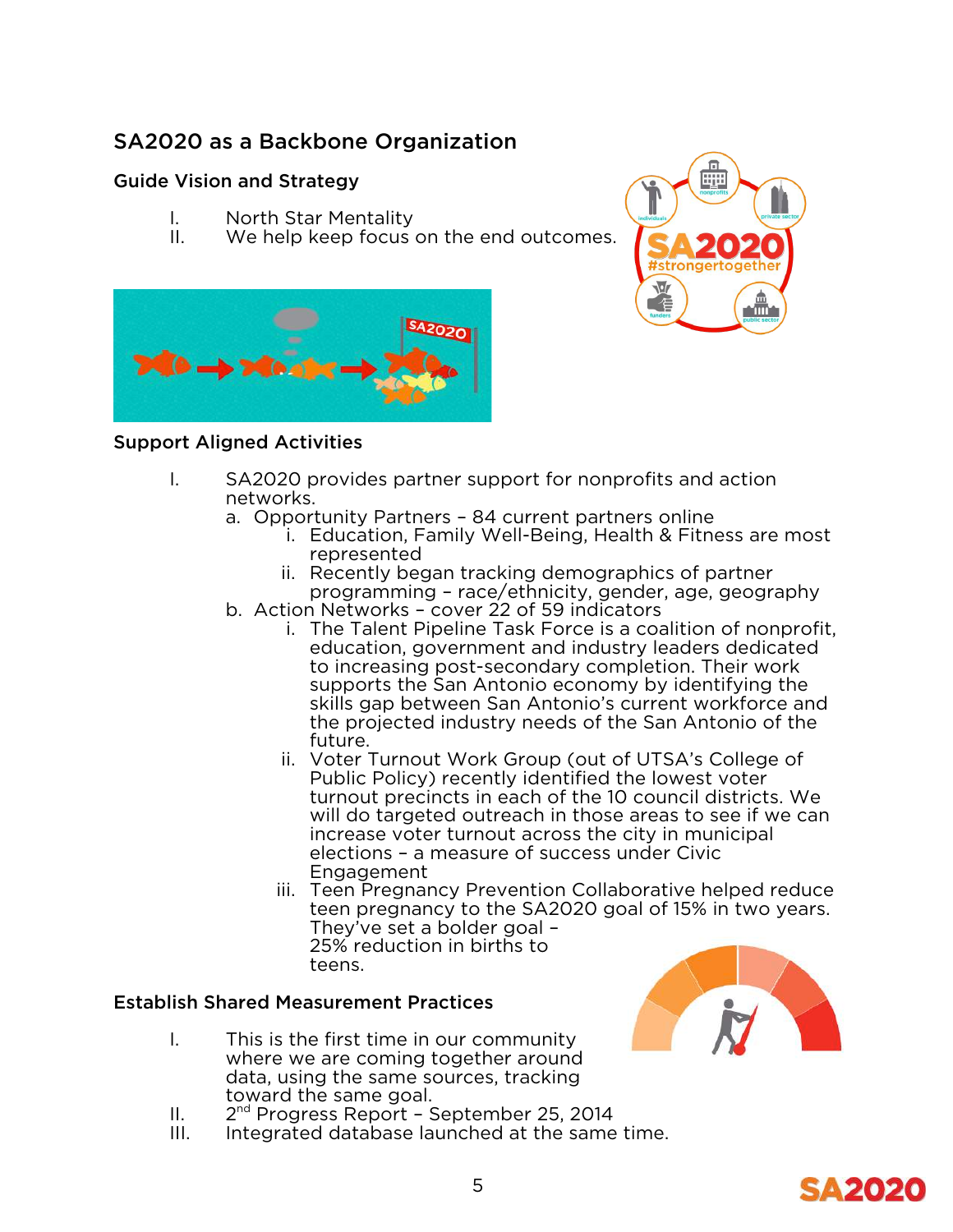## SA2020 as a Backbone Organization

### Guide Vision and Strategy

I. North Star Mentality
II. We help keep focus on the end outcomes.

### Support Aligned Activities

I. SA2020 provides partner support for nonprofits and action networks.
   a. Opportunity Partners – 84 current partners online
      i. Education, Family Well-Being, Health & Fitness are most represented
      ii. Recently began tracking demographics of partner programming – race/ethnicity, gender, age, geography
   b. Action Networks – cover 22 of 59 indicators
      i. The Talent Pipeline Task Force is a coalition of nonprofit, education, government and industry leaders dedicated to increasing post-secondary completion. Their work supports the San Antonio economy by identifying the skills gap between San Antonio's current workforce and the projected industry needs of the San Antonio of the future.
      ii. Voter Turnout Work Group (out of UTSA's College of Public Policy) recently identified the lowest voter turnout precincts in each of the 10 council districts. We will do targeted outreach in those areas to see if we can increase voter turnout across the city in municipal elections – a measure of success under Civic Engagement
      iii. Teen Pregnancy Prevention Collaborative helped reduce teen pregnancy to the SA2020 goal of 15% in two years. They've set a bolder goal – 25% reduction in births to teens.

### Establish Shared Measurement Practices

I. This is the first time in our community where we are coming together around data, using the same sources, tracking toward the same goal.
II. 2nd Progress Report – September 25, 2014
III. Integrated database launched at the same time.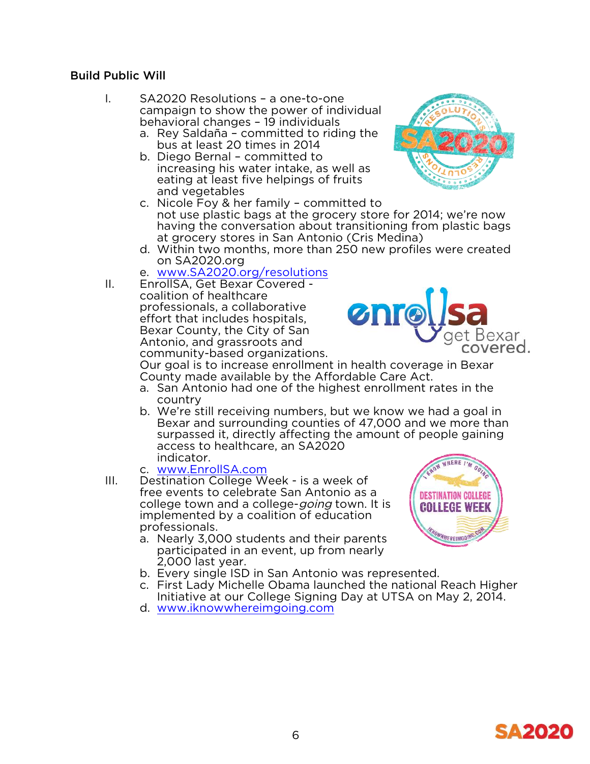## Build Public Will

I. SA2020 Resolutions – a one-to-one campaign to show the power of individual behavioral changes – 19 individuals
   a. Rey Saldaña – committed to riding the bus at least 20 times in 2014
   b. Diego Bernal – committed to increasing his water intake, as well as eating at least five helpings of fruits and vegetables
   c. Nicole Foy & her family – committed to not use plastic bags at the grocery store for 2014; we're now having the conversation about transitioning from plastic bags at grocery stores in San Antonio (Cris Medina)
   d. Within two months, more than 250 new profiles were created on SA2020.org
   e. www.SA2020.org/resolutions

II. EnrollSA, Get Bexar Covered - coalition of healthcare professionals, a collaborative effort that includes hospitals, Bexar County, the City of San Antonio, and grassroots and community-based organizations. Our goal is to increase enrollment in health coverage in Bexar County made available by the Affordable Care Act.
   a. San Antonio had one of the highest enrollment rates in the country
   b. We're still receiving numbers, but we know we had a goal in Bexar and surrounding counties of 47,000 and we more than surpassed it, directly affecting the amount of people gaining access to healthcare, an SA2020 indicator.
   c. www.EnrollSA.com

III. Destination College Week - is a week of free events to celebrate San Antonio as a college town and a college-*going* town. It is implemented by a coalition of education professionals.
   a. Nearly 3,000 students and their parents participated in an event, up from nearly 2,000 last year.
   b. Every single ISD in San Antonio was represented.
   c. First Lady Michelle Obama launched the national Reach Higher Initiative at our College Signing Day at UTSA on May 2, 2014.
   d. www.iknowwhereimgoing.com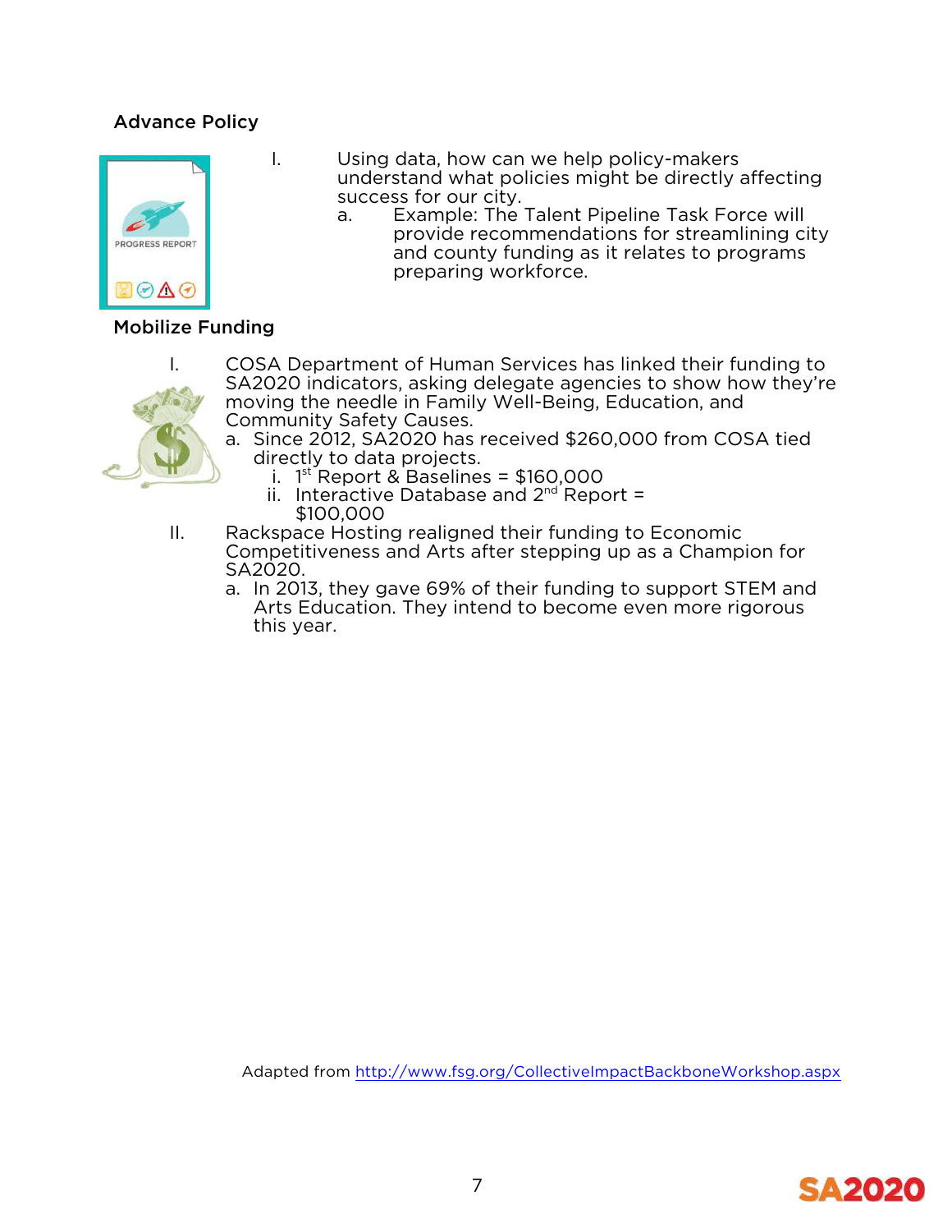### Advance Policy

I. Using data, how can we help policy-makers understand what policies might be directly affecting success for our city.
   a. Example: The Talent Pipeline Task Force will provide recommendations for streamlining city and county funding as it relates to programs preparing workforce.

### Mobilize Funding

I. COSA Department of Human Services has linked their funding to SA2020 indicators, asking delegate agencies to show how they're moving the needle in Family Well-Being, Education, and Community Safety Causes.
   a. Since 2012, SA2020 has received $260,000 from COSA tied directly to data projects.
      i. 1st Report & Baselines = $160,000
      ii. Interactive Database and 2nd Report = $100,000

II. Rackspace Hosting realigned their funding to Economic Competitiveness and Arts after stepping up as a Champion for SA2020.
   a. In 2013, they gave 69% of their funding to support STEM and Arts Education. They intend to become even more rigorous this year.

Adapted from http://www.fsg.org/CollectiveImpactBackboneWorkshop.aspx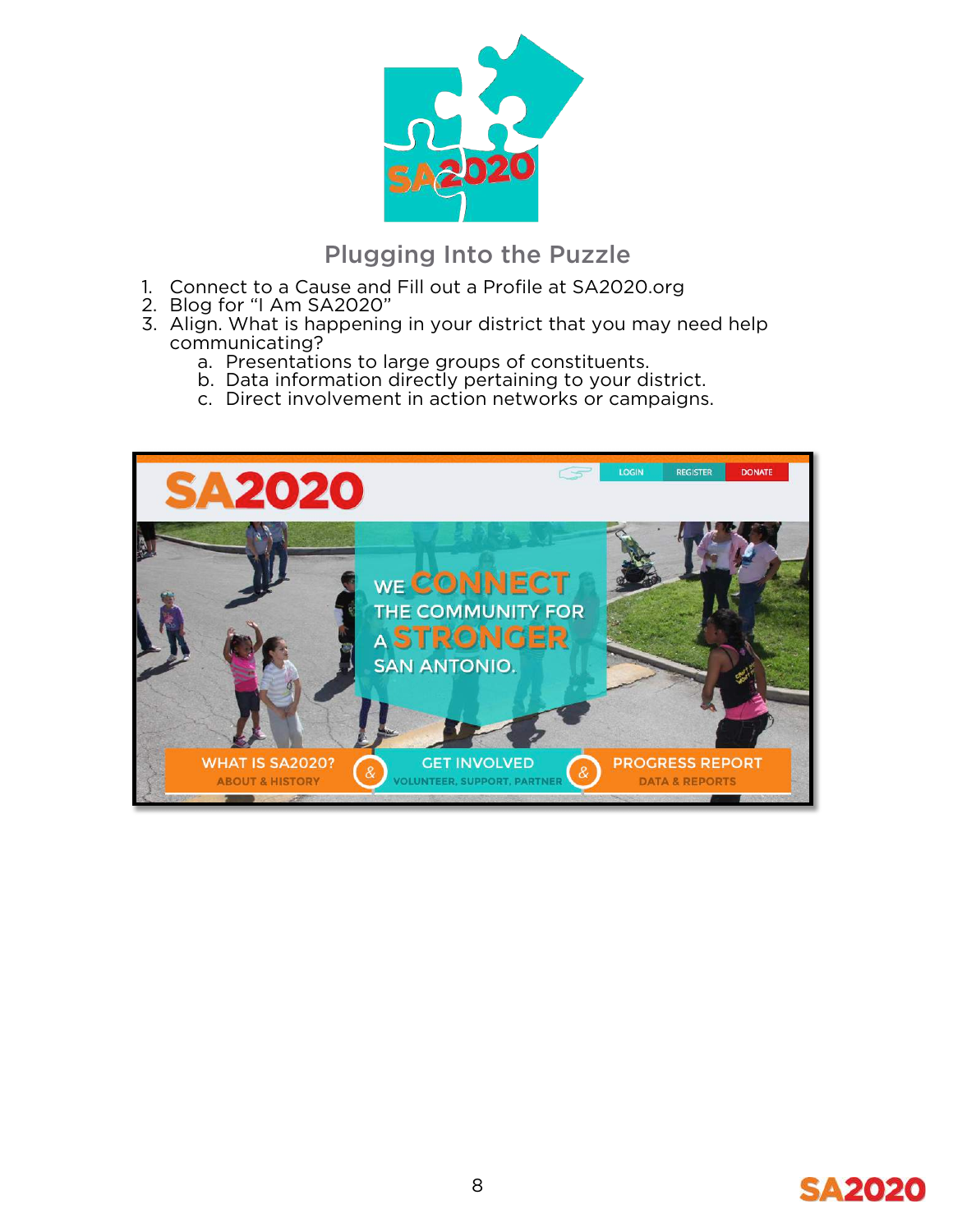## Plugging Into the Puzzle

1. Connect to a Cause and Fill out a Profile at SA2020.org
2. Blog for "I Am SA2020"
3. Align. What is happening in your district that you may need help communicating?
    a. Presentations to large groups of constituents.
    b. Data information directly pertaining to your district.
    c. Direct involvement in action networks or campaigns.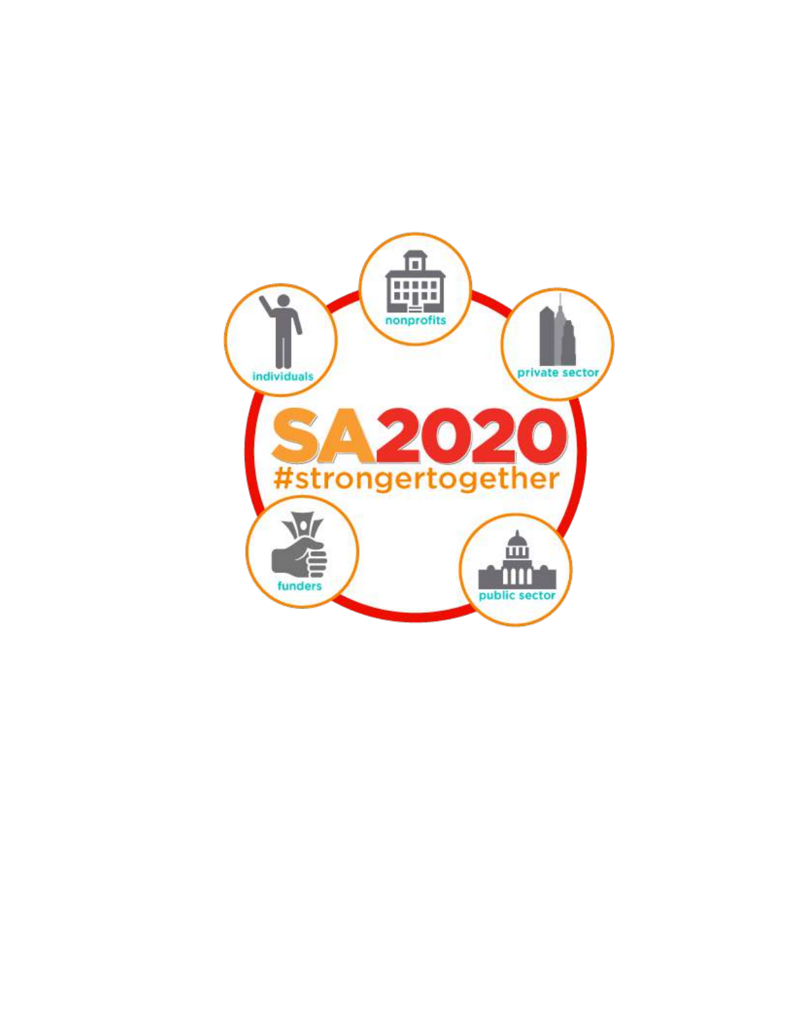nonprofits

individuals

private sector

SA2020

#strongertogether

funders

public sector